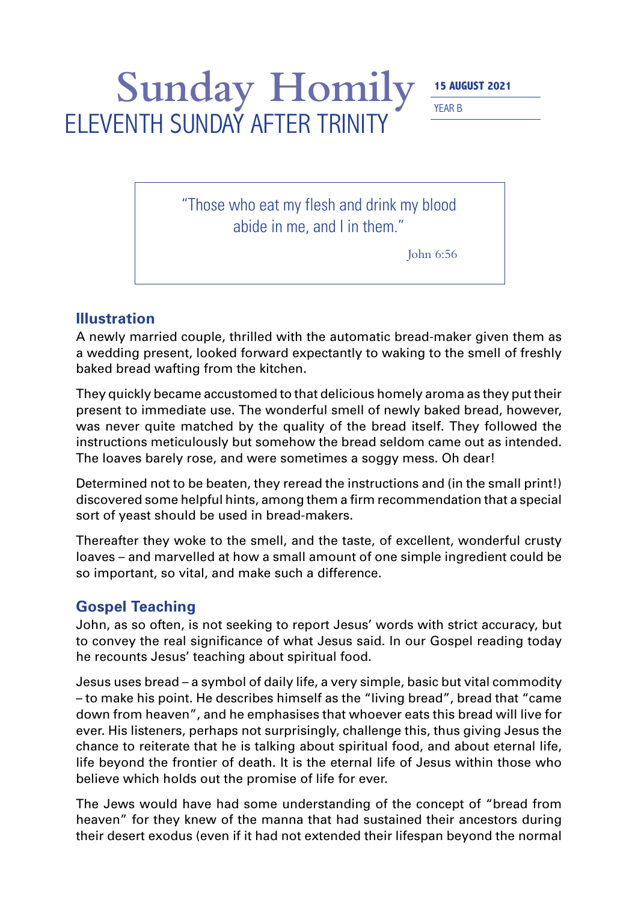# Sunday Homily

## ELEVENTH SUNDAY AFTER TRINITY

**15 AUGUST 2021**

YEAR B

> "Those who eat my flesh and drink my blood abide in me, and I in them."
>
> John 6:56

## Illustration

A newly married couple, thrilled with the automatic bread-maker given them as a wedding present, looked forward expectantly to waking to the smell of freshly baked bread wafting from the kitchen.

They quickly became accustomed to that delicious homely aroma as they put their present to immediate use. The wonderful smell of newly baked bread, however, was never quite matched by the quality of the bread itself. They followed the instructions meticulously but somehow the bread seldom came out as intended. The loaves barely rose, and were sometimes a soggy mess. Oh dear!

Determined not to be beaten, they reread the instructions and (in the small print!) discovered some helpful hints, among them a firm recommendation that a special sort of yeast should be used in bread-makers.

Thereafter they woke to the smell, and the taste, of excellent, wonderful crusty loaves – and marvelled at how a small amount of one simple ingredient could be so important, so vital, and make such a difference.

## Gospel Teaching

John, as so often, is not seeking to report Jesus' words with strict accuracy, but to convey the real significance of what Jesus said. In our Gospel reading today he recounts Jesus' teaching about spiritual food.

Jesus uses bread – a symbol of daily life, a very simple, basic but vital commodity – to make his point. He describes himself as the "living bread", bread that "came down from heaven", and he emphasises that whoever eats this bread will live for ever. His listeners, perhaps not surprisingly, challenge this, thus giving Jesus the chance to reiterate that he is talking about spiritual food, and about eternal life, life beyond the frontier of death. It is the eternal life of Jesus within those who believe which holds out the promise of life for ever.

The Jews would have had some understanding of the concept of "bread from heaven" for they knew of the manna that had sustained their ancestors during their desert exodus (even if it had not extended their lifespan beyond the normal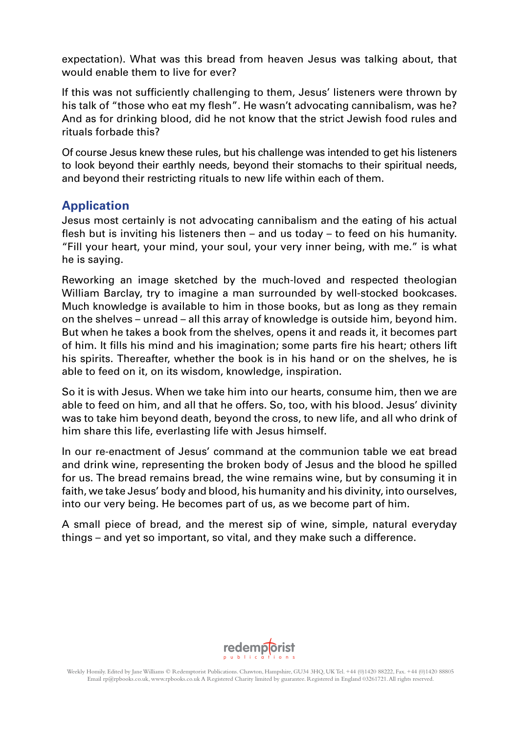expectation). What was this bread from heaven Jesus was talking about, that would enable them to live for ever?

If this was not sufficiently challenging to them, Jesus' listeners were thrown by his talk of "those who eat my flesh". He wasn't advocating cannibalism, was he? And as for drinking blood, did he not know that the strict Jewish food rules and rituals forbade this?

Of course Jesus knew these rules, but his challenge was intended to get his listeners to look beyond their earthly needs, beyond their stomachs to their spiritual needs, and beyond their restricting rituals to new life within each of them.

## Application

Jesus most certainly is not advocating cannibalism and the eating of his actual flesh but is inviting his listeners then – and us today – to feed on his humanity. "Fill your heart, your mind, your soul, your very inner being, with me." is what he is saying.

Reworking an image sketched by the much-loved and respected theologian William Barclay, try to imagine a man surrounded by well-stocked bookcases. Much knowledge is available to him in those books, but as long as they remain on the shelves – unread – all this array of knowledge is outside him, beyond him. But when he takes a book from the shelves, opens it and reads it, it becomes part of him. It fills his mind and his imagination; some parts fire his heart; others lift his spirits. Thereafter, whether the book is in his hand or on the shelves, he is able to feed on it, on its wisdom, knowledge, inspiration.

So it is with Jesus. When we take him into our hearts, consume him, then we are able to feed on him, and all that he offers. So, too, with his blood. Jesus' divinity was to take him beyond death, beyond the cross, to new life, and all who drink of him share this life, everlasting life with Jesus himself.

In our re-enactment of Jesus' command at the communion table we eat bread and drink wine, representing the broken body of Jesus and the blood he spilled for us. The bread remains bread, the wine remains wine, but by consuming it in faith, we take Jesus' body and blood, his humanity and his divinity, into ourselves, into our very being. He becomes part of us, as we become part of him.

A small piece of bread, and the merest sip of wine, simple, natural everyday things – and yet so important, so vital, and they make such a difference.

redemptorist publications

Weekly Homily. Edited by Jane Williams © Redemptorist Publications. Chawton, Hampshire, GU34 3HQ, UK Tel. +44 (0)1420 88222, Fax. +44 (0)1420 88805 Email rp@rpbooks.co.uk, www.rpbooks.co.uk A Registered Charity limited by guarantee. Registered in England 03261721. All rights reserved.